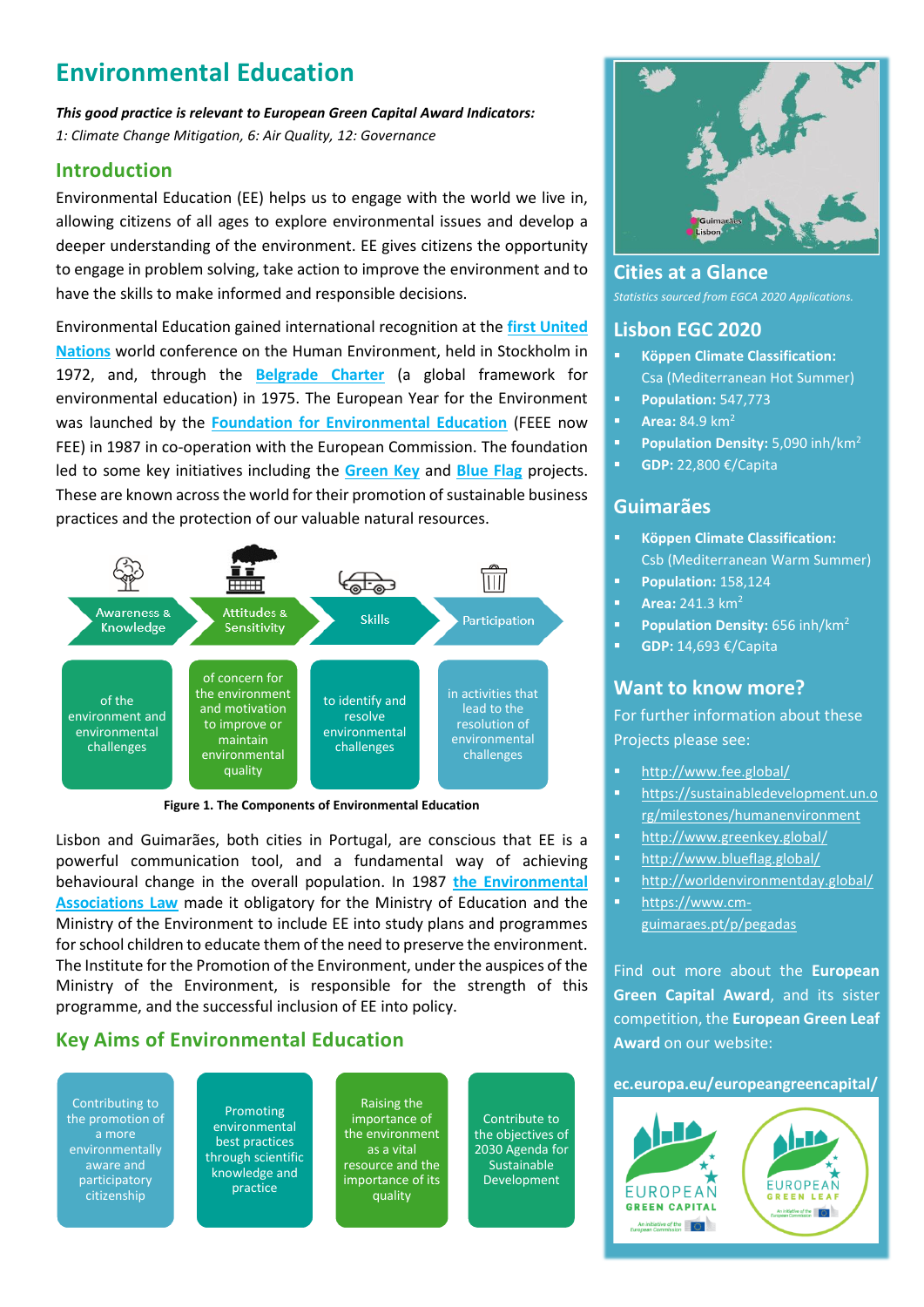# Environmental Education

***This good practice is relevant to European Green Capital Award Indicators:***
*1: Climate Change Mitigation, 6: Air Quality, 12: Governance*

## Introduction

Environmental Education (EE) helps us to engage with the world we live in, allowing citizens of all ages to explore environmental issues and develop a deeper understanding of the environment. EE gives citizens the opportunity to engage in problem solving, take action to improve the environment and to have the skills to make informed and responsible decisions.

Environmental Education gained international recognition at the first United Nations world conference on the Human Environment, held in Stockholm in 1972, and, through the Belgrade Charter (a global framework for environmental education) in 1975. The European Year for the Environment was launched by the Foundation for Environmental Education (FEEE now FEE) in 1987 in co-operation with the European Commission. The foundation led to some key initiatives including the Green Key and Blue Flag projects. These are known across the world for their promotion of sustainable business practices and the protection of our valuable natural resources.

| Awareness & Knowledge | Attitudes & Sensitivity | Skills | Participation |
|---|---|---|---|
| of the environment and environmental challenges | of concern for the environment and motivation to improve or maintain environmental quality | to identify and resolve environmental challenges | in activities that lead to the resolution of environmental challenges |

**Figure 1. The Components of Environmental Education**

Lisbon and Guimarães, both cities in Portugal, are conscious that EE is a powerful communication tool, and a fundamental way of achieving behavioural change in the overall population. In 1987 the Environmental Associations Law made it obligatory for the Ministry of Education and the Ministry of the Environment to include EE into study plans and programmes for school children to educate them of the need to preserve the environment. The Institute for the Promotion of the Environment, under the auspices of the Ministry of the Environment, is responsible for the strength of this programme, and the successful inclusion of EE into policy.

## Key Aims of Environmental Education

- Contributing to the promotion of a more environmentally aware and participatory citizenship
- Promoting environmental best practices through scientific knowledge and practice
- Raising the importance of the environment as a vital resource and the importance of its quality
- Contribute to the objectives of 2030 Agenda for Sustainable Development

## Cities at a Glance

*Statistics sourced from EGCA 2020 Applications.*

### Lisbon EGC 2020

- **Köppen Climate Classification:** Csa (Mediterranean Hot Summer)
- **Population:** 547,773
- **Area:** 84.9 km$^2$
- **Population Density:** 5,090 inh/km$^2$
- **GDP:** 22,800 €/Capita

### Guimarães

- **Köppen Climate Classification:** Csb (Mediterranean Warm Summer)
- **Population:** 158,124
- **Area:** 241.3 km$^2$
- **Population Density:** 656 inh/km$^2$
- **GDP:** 14,693 €/Capita

## Want to know more?

For further information about these Projects please see:

- http://www.fee.global/
- https://sustainabledevelopment.un.org/milestones/humanenvironment
- http://www.greenkey.global/
- http://www.blueflag.global/
- http://worldenvironmentday.global/
- https://www.cm-guimaraes.pt/p/pegadas

Find out more about the **European Green Capital Award**, and its sister competition, the **European Green Leaf Award** on our website:

**ec.europa.eu/europeangreencapital/**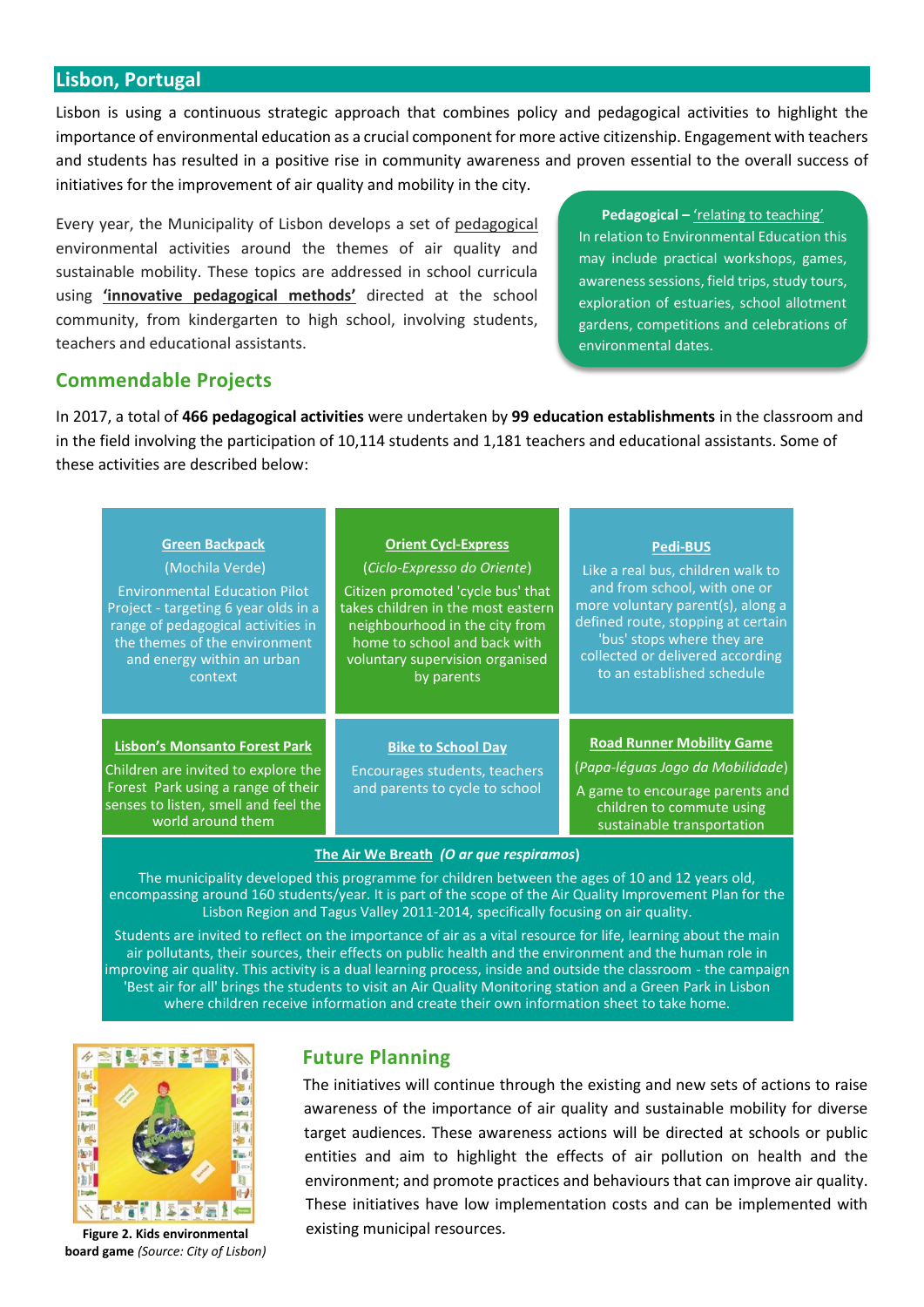## Lisbon, Portugal

Lisbon is using a continuous strategic approach that combines policy and pedagogical activities to highlight the importance of environmental education as a crucial component for more active citizenship. Engagement with teachers and students has resulted in a positive rise in community awareness and proven essential to the overall success of initiatives for the improvement of air quality and mobility in the city.

Every year, the Municipality of Lisbon develops a set of pedagogical environmental activities around the themes of air quality and sustainable mobility. These topics are addressed in school curricula using **'innovative pedagogical methods'** directed at the school community, from kindergarten to high school, involving students, teachers and educational assistants.

> **Pedagogical – 'relating to teaching'**
> In relation to Environmental Education this may include practical workshops, games, awareness sessions, field trips, study tours, exploration of estuaries, school allotment gardens, competitions and celebrations of environmental dates.

### Commendable Projects

In 2017, a total of **466 pedagogical activities** were undertaken by **99 education establishments** in the classroom and in the field involving the participation of 10,114 students and 1,181 teachers and educational assistants. Some of these activities are described below:

**Green Backpack**
(Mochila Verde)
Environmental Education Pilot Project - targeting 6 year olds in a range of pedagogical activities in the themes of the environment and energy within an urban context

**Orient Cycl-Express**
(*Ciclo-Expresso do Oriente*)
Citizen promoted 'cycle bus' that takes children in the most eastern neighbourhood in the city from home to school and back with voluntary supervision organised by parents

**Pedi-BUS**
Like a real bus, children walk to and from school, with one or more voluntary parent(s), along a defined route, stopping at certain 'bus' stops where they are collected or delivered according to an established schedule

**Lisbon's Monsanto Forest Park**
Children are invited to explore the Forest Park using a range of their senses to listen, smell and feel the world around them

**Bike to School Day**
Encourages students, teachers and parents to cycle to school

**Road Runner Mobility Game**
(*Papa-léguas Jogo da Mobilidade*)
A game to encourage parents and children to commute using sustainable transportation

**The Air We Breath** ***(O ar que respiramos)***
The municipality developed this programme for children between the ages of 10 and 12 years old, encompassing around 160 students/year. It is part of the scope of the Air Quality Improvement Plan for the Lisbon Region and Tagus Valley 2011-2014, specifically focusing on air quality.

Students are invited to reflect on the importance of air as a vital resource for life, learning about the main air pollutants, their sources, their effects on public health and the environment and the human role in improving air quality. This activity is a dual learning process, inside and outside the classroom - the campaign 'Best air for all' brings the students to visit an Air Quality Monitoring station and a Green Park in Lisbon where children receive information and create their own information sheet to take home.

**Figure 2. Kids environmental board game** *(Source: City of Lisbon)*

### Future Planning

The initiatives will continue through the existing and new sets of actions to raise awareness of the importance of air quality and sustainable mobility for diverse target audiences. These awareness actions will be directed at schools or public entities and aim to highlight the effects of air pollution on health and the environment; and promote practices and behaviours that can improve air quality. These initiatives have low implementation costs and can be implemented with existing municipal resources.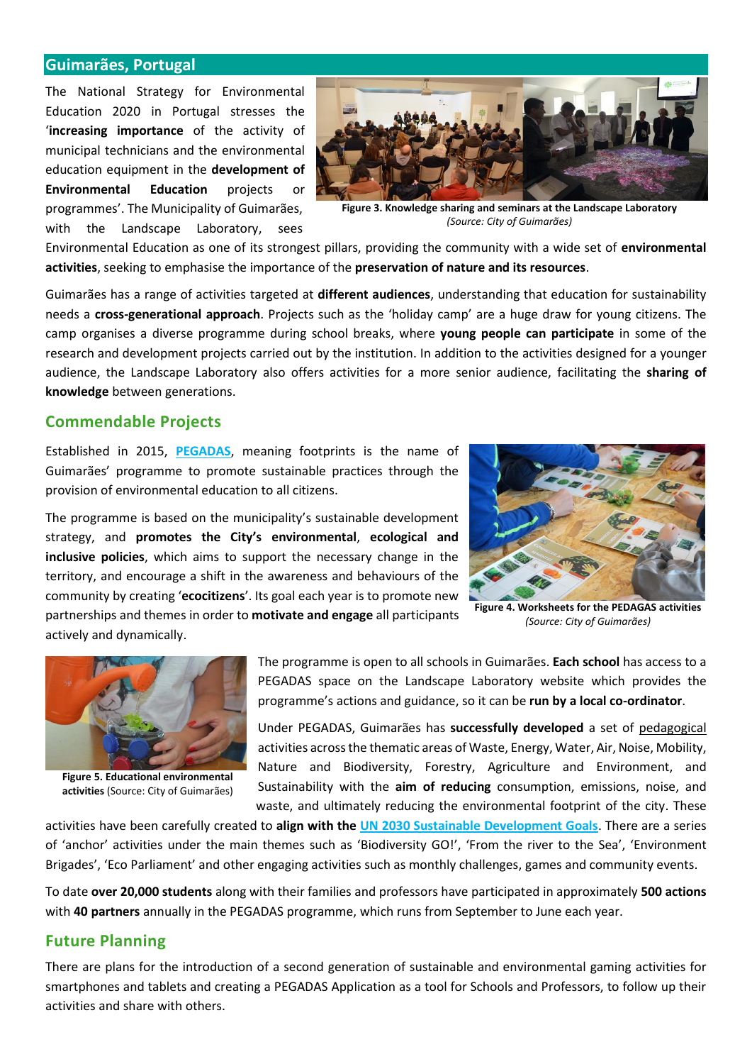## Guimarães, Portugal

The National Strategy for Environmental Education 2020 in Portugal stresses the '**increasing importance** of the activity of municipal technicians and the environmental education equipment in the **development of Environmental Education** projects or programmes'. The Municipality of Guimarães, with the Landscape Laboratory, sees Environmental Education as one of its strongest pillars, providing the community with a wide set of **environmental activities**, seeking to emphasise the importance of the **preservation of nature and its resources**.

**Figure 3. Knowledge sharing and seminars at the Landscape Laboratory**
*(Source: City of Guimarães)*

Guimarães has a range of activities targeted at **different audiences**, understanding that education for sustainability needs a **cross-generational approach**. Projects such as the 'holiday camp' are a huge draw for young citizens. The camp organises a diverse programme during school breaks, where **young people can participate** in some of the research and development projects carried out by the institution. In addition to the activities designed for a younger audience, the Landscape Laboratory also offers activities for a more senior audience, facilitating the **sharing of knowledge** between generations.

### Commendable Projects

Established in 2015, **PEGADAS**, meaning footprints is the name of Guimarães' programme to promote sustainable practices through the provision of environmental education to all citizens.

The programme is based on the municipality's sustainable development strategy, and **promotes the City's environmental**, **ecological and inclusive policies**, which aims to support the necessary change in the territory, and encourage a shift in the awareness and behaviours of the community by creating '**ecocitizens**'. Its goal each year is to promote new partnerships and themes in order to **motivate and engage** all participants actively and dynamically.

**Figure 4. Worksheets for the PEDAGAS activities**
*(Source: City of Guimarães)*

**Figure 5. Educational environmental activities** (Source: City of Guimarães)

The programme is open to all schools in Guimarães. **Each school** has access to a PEGADAS space on the Landscape Laboratory website which provides the programme's actions and guidance, so it can be **run by a local co-ordinator**.

Under PEGADAS, Guimarães has **successfully developed** a set of pedagogical activities across the thematic areas of Waste, Energy, Water, Air, Noise, Mobility, Nature and Biodiversity, Forestry, Agriculture and Environment, and Sustainability with the **aim of reducing** consumption, emissions, noise, and waste, and ultimately reducing the environmental footprint of the city. These activities have been carefully created to **align with the** UN 2030 Sustainable Development Goals. There are a series of 'anchor' activities under the main themes such as 'Biodiversity GO!', 'From the river to the Sea', 'Environment Brigades', 'Eco Parliament' and other engaging activities such as monthly challenges, games and community events.

To date **over 20,000 students** along with their families and professors have participated in approximately **500 actions** with **40 partners** annually in the PEGADAS programme, which runs from September to June each year.

### Future Planning

There are plans for the introduction of a second generation of sustainable and environmental gaming activities for smartphones and tablets and creating a PEGADAS Application as a tool for Schools and Professors, to follow up their activities and share with others.